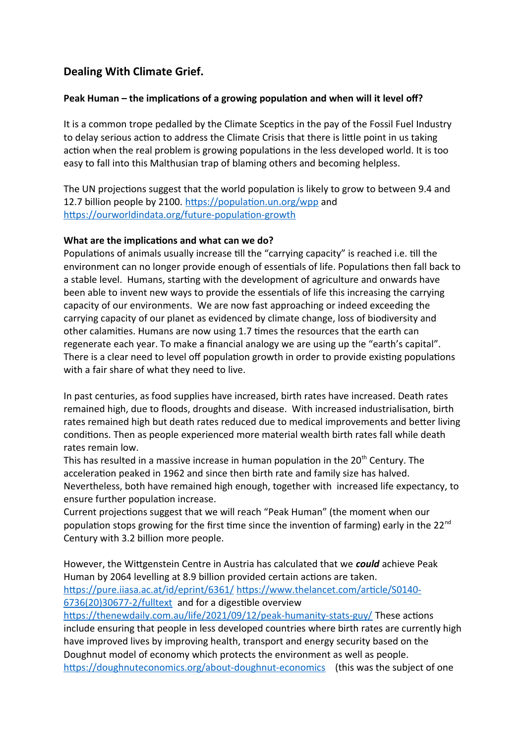## Dealing With Climate Grief.

**Peak Human – the implications of a growing population and when will it level off?**

It is a common trope pedalled by the Climate Sceptics in the pay of the Fossil Fuel Industry to delay serious action to address the Climate Crisis that there is little point in us taking action when the real problem is growing populations in the less developed world. It is too easy to fall into this Malthusian trap of blaming others and becoming helpless.

The UN projections suggest that the world population is likely to grow to between 9.4 and 12.7 billion people by 2100. https://population.un.org/wpp and https://ourworldindata.org/future-population-growth

**What are the implications and what can we do?**

Populations of animals usually increase till the "carrying capacity" is reached i.e. till the environment can no longer provide enough of essentials of life. Populations then fall back to a stable level. Humans, starting with the development of agriculture and onwards have been able to invent new ways to provide the essentials of life this increasing the carrying capacity of our environments. We are now fast approaching or indeed exceeding the carrying capacity of our planet as evidenced by climate change, loss of biodiversity and other calamities. Humans are now using 1.7 times the resources that the earth can regenerate each year. To make a financial analogy we are using up the "earth's capital". There is a clear need to level off population growth in order to provide existing populations with a fair share of what they need to live.

In past centuries, as food supplies have increased, birth rates have increased. Death rates remained high, due to floods, droughts and disease. With increased industrialisation, birth rates remained high but death rates reduced due to medical improvements and better living conditions. Then as people experienced more material wealth birth rates fall while death rates remain low.

This has resulted in a massive increase in human population in the 20th Century. The acceleration peaked in 1962 and since then birth rate and family size has halved. Nevertheless, both have remained high enough, together with increased life expectancy, to ensure further population increase.

Current projections suggest that we will reach "Peak Human" (the moment when our population stops growing for the first time since the invention of farming) early in the 22nd Century with 3.2 billion more people.

However, the Wittgenstein Centre in Austria has calculated that we ***could*** achieve Peak Human by 2064 levelling at 8.9 billion provided certain actions are taken. https://pure.iiasa.ac.at/id/eprint/6361/ https://www.thelancet.com/article/S0140-6736(20)30677-2/fulltext and for a digestible overview https://thenewdaily.com.au/life/2021/09/12/peak-humanity-stats-guy/ These actions include ensuring that people in less developed countries where birth rates are currently high have improved lives by improving health, transport and energy security based on the Doughnut model of economy which protects the environment as well as people. https://doughnuteconomics.org/about-doughnut-economics (this was the subject of one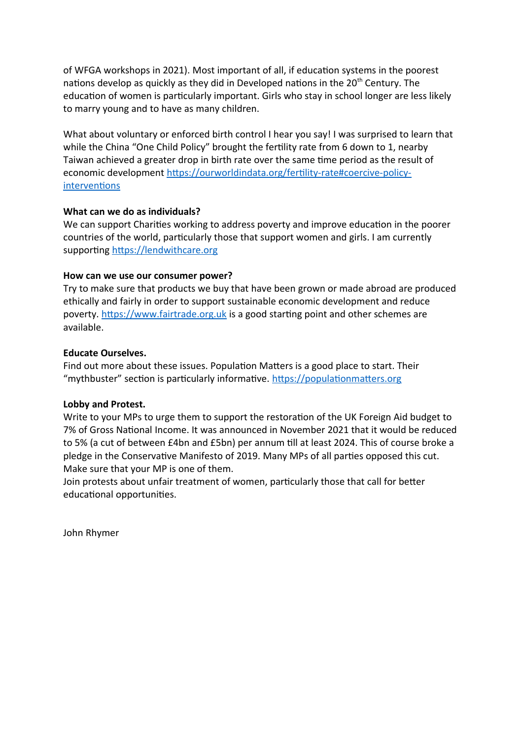of WFGA workshops in 2021). Most important of all, if education systems in the poorest nations develop as quickly as they did in Developed nations in the 20th Century. The education of women is particularly important. Girls who stay in school longer are less likely to marry young and to have as many children.

What about voluntary or enforced birth control I hear you say! I was surprised to learn that while the China "One Child Policy" brought the fertility rate from 6 down to 1, nearby Taiwan achieved a greater drop in birth rate over the same time period as the result of economic development [https://ourworldindata.org/fertility-rate#coercive-policy-interventions](https://ourworldindata.org/fertility-rate#coercive-policy-interventions)

**What can we do as individuals?**
We can support Charities working to address poverty and improve education in the poorer countries of the world, particularly those that support women and girls. I am currently supporting [https://lendwithcare.org](https://lendwithcare.org)

**How can we use our consumer power?**
Try to make sure that products we buy that have been grown or made abroad are produced ethically and fairly in order to support sustainable economic development and reduce poverty. [https://www.fairtrade.org.uk](https://www.fairtrade.org.uk) is a good starting point and other schemes are available.

**Educate Ourselves.**
Find out more about these issues. Population Matters is a good place to start. Their "mythbuster" section is particularly informative. [https://populationmatters.org](https://populationmatters.org)

**Lobby and Protest.**
Write to your MPs to urge them to support the restoration of the UK Foreign Aid budget to 7% of Gross National Income. It was announced in November 2021 that it would be reduced to 5% (a cut of between £4bn and £5bn) per annum till at least 2024. This of course broke a pledge in the Conservative Manifesto of 2019. Many MPs of all parties opposed this cut. Make sure that your MP is one of them.
Join protests about unfair treatment of women, particularly those that call for better educational opportunities.

John Rhymer